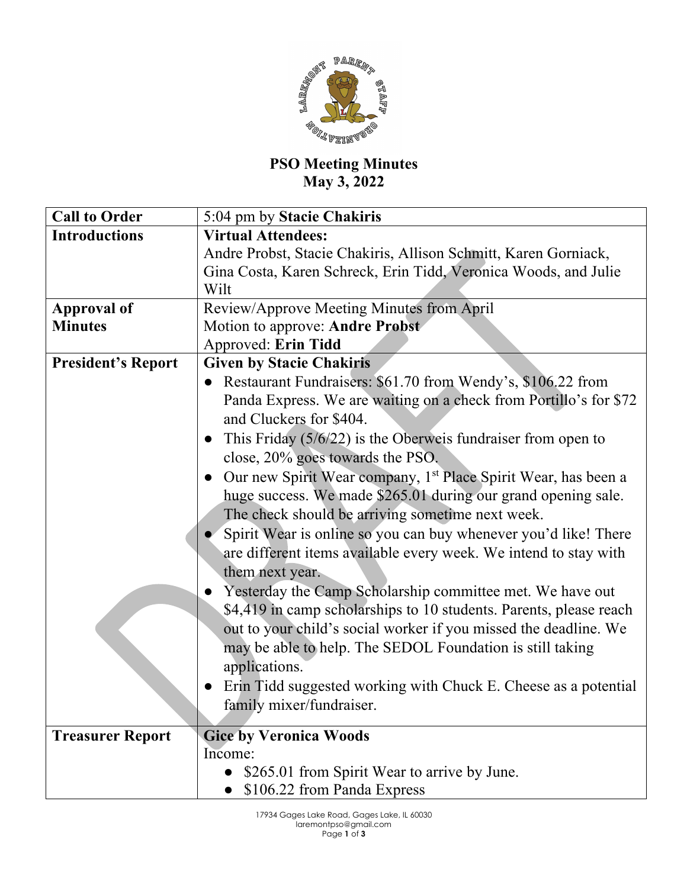# PSO Meeting Minutes
## May 3, 2022

| Call to Order | 5:04 pm by **Stacie Chakiris** |
|---|---|
| **Introductions** | **Virtual Attendees:**<br>Andre Probst, Stacie Chakiris, Allison Schmitt, Karen Gorniack, Gina Costa, Karen Schreck, Erin Tidd, Veronica Woods, and Julie Wilt |
| **Approval of Minutes** | Review/Approve Meeting Minutes from April<br>Motion to approve: **Andre Probst**<br>Approved: **Erin Tidd** |
| **President's Report** | **Given by Stacie Chakiris**<br>● Restaurant Fundraisers: $61.70 from Wendy's, $106.22 from Panda Express. We are waiting on a check from Portillo's for $72 and Cluckers for $404.<br>● This Friday (5/6/22) is the Oberweis fundraiser from open to close, 20% goes towards the PSO.<br>● Our new Spirit Wear company, 1st Place Spirit Wear, has been a huge success. We made $265.01 during our grand opening sale. The check should be arriving sometime next week.<br>● Spirit Wear is online so you can buy whenever you'd like! There are different items available every week. We intend to stay with them next year.<br>● Yesterday the Camp Scholarship committee met. We have out $4,419 in camp scholarships to 10 students. Parents, please reach out to your child's social worker if you missed the deadline. We may be able to help. The SEDOL Foundation is still taking applications.<br>● Erin Tidd suggested working with Chuck E. Cheese as a potential family mixer/fundraiser. |
| **Treasurer Report** | **Gice by Veronica Woods**<br>Income:<br>● $265.01 from Spirit Wear to arrive by June.<br>● $106.22 from Panda Express |

17934 Gages Lake Road, Gages Lake, IL 60030
laremontpso@gmail.com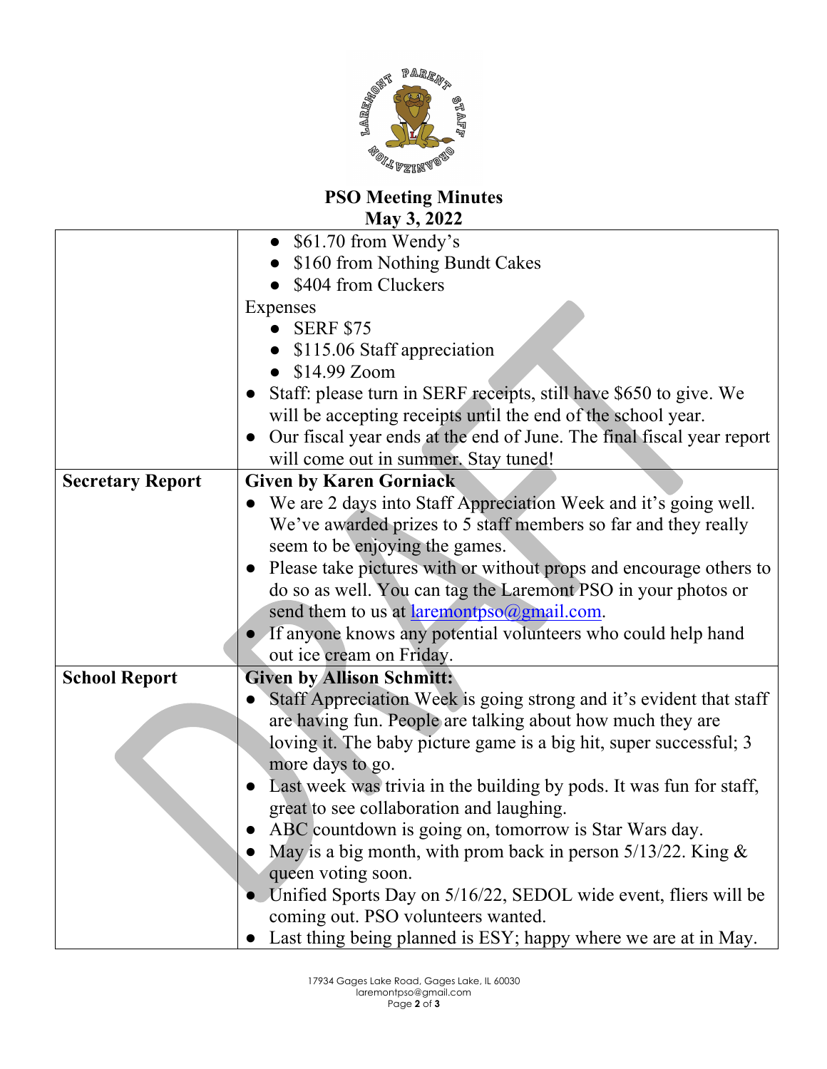# PSO Meeting Minutes
## May 3, 2022

| | |
|---|---|
| | • $61.70 from Wendy's<br>• $160 from Nothing Bundt Cakes<br>• $404 from Cluckers<br>Expenses<br>• SERF $75<br>• $115.06 Staff appreciation<br>• $14.99 Zoom<br>• Staff: please turn in SERF receipts, still have $650 to give. We will be accepting receipts until the end of the school year.<br>• Our fiscal year ends at the end of June. The final fiscal year report will come out in summer. Stay tuned! |
| **Secretary Report** | **Given by Karen Gorniack**<br>• We are 2 days into Staff Appreciation Week and it's going well. We've awarded prizes to 5 staff members so far and they really seem to be enjoying the games.<br>• Please take pictures with or without props and encourage others to do so as well. You can tag the Laremont PSO in your photos or send them to us at laremontpso@gmail.com.<br>• If anyone knows any potential volunteers who could help hand out ice cream on Friday. |
| **School Report** | **Given by Allison Schmitt:**<br>• Staff Appreciation Week is going strong and it's evident that staff are having fun. People are talking about how much they are loving it. The baby picture game is a big hit, super successful; 3 more days to go.<br>• Last week was trivia in the building by pods. It was fun for staff, great to see collaboration and laughing.<br>• ABC countdown is going on, tomorrow is Star Wars day.<br>• May is a big month, with prom back in person 5/13/22. King & queen voting soon.<br>• Unified Sports Day on 5/16/22, SEDOL wide event, fliers will be coming out. PSO volunteers wanted.<br>• Last thing being planned is ESY; happy where we are at in May. |

17934 Gages Lake Road, Gages Lake, IL 60030
laremontpso@gmail.com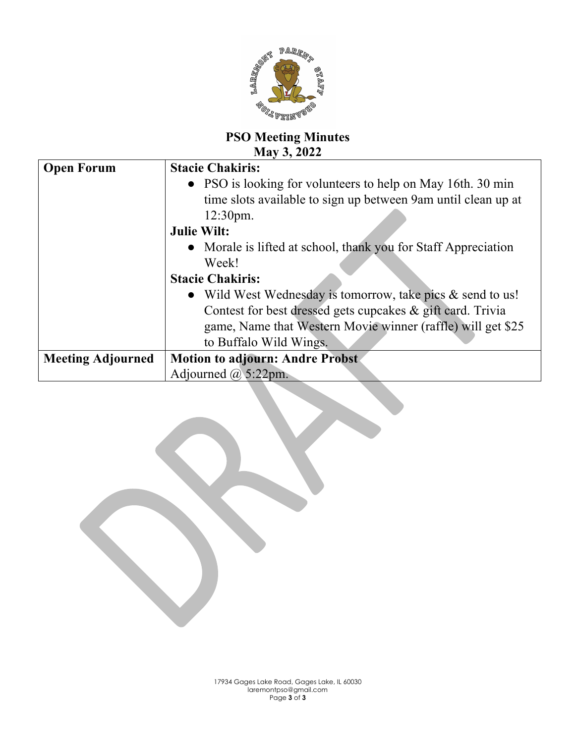# PSO Meeting Minutes
## May 3, 2022

| | |
|---|---|
| **Open Forum** | **Stacie Chakiris:**<br>• PSO is looking for volunteers to help on May 16th. 30 min time slots available to sign up between 9am until clean up at 12:30pm.<br>**Julie Wilt:**<br>• Morale is lifted at school, thank you for Staff Appreciation Week!<br>**Stacie Chakiris:**<br>• Wild West Wednesday is tomorrow, take pics & send to us! Contest for best dressed gets cupcakes & gift card. Trivia game, Name that Western Movie winner (raffle) will get $25 to Buffalo Wild Wings. |
| **Meeting Adjourned** | **Motion to adjourn: Andre Probst**<br>Adjourned @ 5:22pm. |

DRAFT

17934 Gages Lake Road, Gages Lake, IL 60030
laremontpso@gmail.com